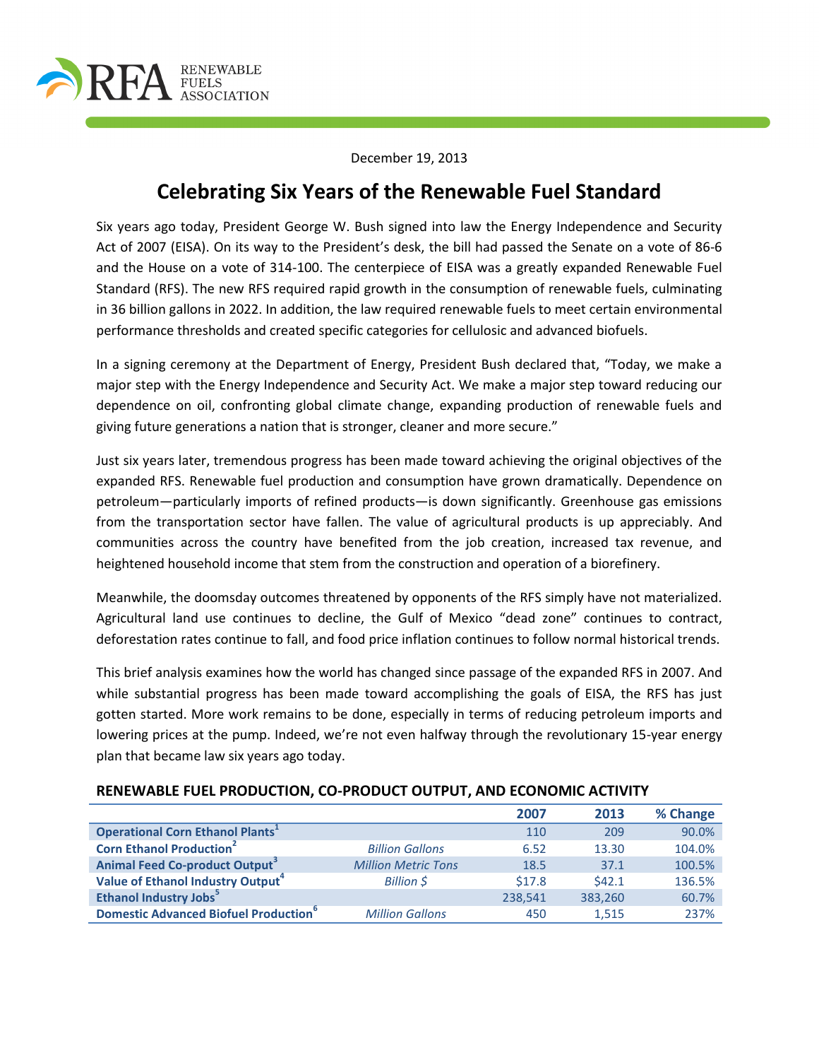RENEWABLE FUELS ASSOCIATION

December 19, 2013

# Celebrating Six Years of the Renewable Fuel Standard

Six years ago today, President George W. Bush signed into law the Energy Independence and Security Act of 2007 (EISA). On its way to the President's desk, the bill had passed the Senate on a vote of 86-6 and the House on a vote of 314-100. The centerpiece of EISA was a greatly expanded Renewable Fuel Standard (RFS). The new RFS required rapid growth in the consumption of renewable fuels, culminating in 36 billion gallons in 2022. In addition, the law required renewable fuels to meet certain environmental performance thresholds and created specific categories for cellulosic and advanced biofuels.

In a signing ceremony at the Department of Energy, President Bush declared that, "Today, we make a major step with the Energy Independence and Security Act. We make a major step toward reducing our dependence on oil, confronting global climate change, expanding production of renewable fuels and giving future generations a nation that is stronger, cleaner and more secure."

Just six years later, tremendous progress has been made toward achieving the original objectives of the expanded RFS. Renewable fuel production and consumption have grown dramatically. Dependence on petroleum—particularly imports of refined products—is down significantly. Greenhouse gas emissions from the transportation sector have fallen. The value of agricultural products is up appreciably. And communities across the country have benefited from the job creation, increased tax revenue, and heightened household income that stem from the construction and operation of a biorefinery.

Meanwhile, the doomsday outcomes threatened by opponents of the RFS simply have not materialized. Agricultural land use continues to decline, the Gulf of Mexico "dead zone" continues to contract, deforestation rates continue to fall, and food price inflation continues to follow normal historical trends.

This brief analysis examines how the world has changed since passage of the expanded RFS in 2007. And while substantial progress has been made toward accomplishing the goals of EISA, the RFS has just gotten started. More work remains to be done, especially in terms of reducing petroleum imports and lowering prices at the pump. Indeed, we're not even halfway through the revolutionary 15-year energy plan that became law six years ago today.

### RENEWABLE FUEL PRODUCTION, CO-PRODUCT OUTPUT, AND ECONOMIC ACTIVITY

| | | 2007 | 2013 | % Change |
|---|---|---|---|---|
| **Operational Corn Ethanol Plants**[1] | | 110 | 209 | 90.0% |
| **Corn Ethanol Production**[2] | *Billion Gallons* | 6.52 | 13.30 | 104.0% |
| **Animal Feed Co-product Output**[3] | *Million Metric Tons* | 18.5 | 37.1 | 100.5% |
| **Value of Ethanol Industry Output**[4] | *Billion $* | $17.8 | $42.1 | 136.5% |
| **Ethanol Industry Jobs**[5] | | 238,541 | 383,260 | 60.7% |
| **Domestic Advanced Biofuel Production**[6] | *Million Gallons* | 450 | 1,515 | 237% |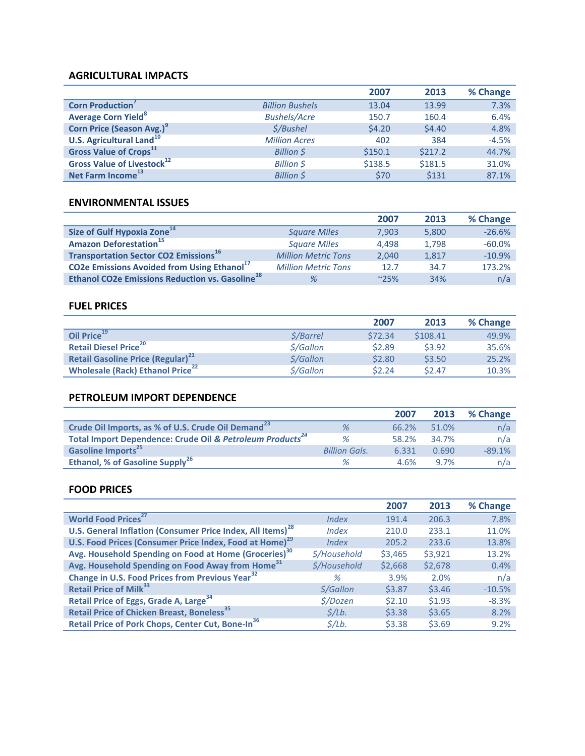## AGRICULTURAL IMPACTS

| | | 2007 | 2013 | % Change |
|---|---|---|---|---|
| **Corn Production**[7] | *Billion Bushels* | 13.04 | 13.99 | 7.3% |
| **Average Corn Yield**[8] | *Bushels/Acre* | 150.7 | 160.4 | 6.4% |
| **Corn Price (Season Avg.)**[9] | *$/Bushel* | $4.20 | $4.40 | 4.8% |
| **U.S. Agricultural Land**[10] | *Million Acres* | 402 | 384 | -4.5% |
| **Gross Value of Crops**[11] | *Billion $* | $150.1 | $217.2 | 44.7% |
| **Gross Value of Livestock**[12] | *Billion $* | $138.5 | $181.5 | 31.0% |
| **Net Farm Income**[13] | *Billion $* | $70 | $131 | 87.1% |

## ENVIRONMENTAL ISSUES

| | | 2007 | 2013 | % Change |
|---|---|---|---|---|
| **Size of Gulf Hypoxia Zone**[14] | *Square Miles* | 7,903 | 5,800 | -26.6% |
| **Amazon Deforestation**[15] | *Square Miles* | 4,498 | 1,798 | -60.0% |
| **Transportation Sector CO2 Emissions**[16] | *Million Metric Tons* | 2,040 | 1,817 | -10.9% |
| **CO2e Emissions Avoided from Using Ethanol**[17] | *Million Metric Tons* | 12.7 | 34.7 | 173.2% |
| **Ethanol CO2e Emissions Reduction vs. Gasoline**[18] | *%* | ~25% | 34% | n/a |

## FUEL PRICES

| | | 2007 | 2013 | % Change |
|---|---|---|---|---|
| **Oil Price**[19] | *$/Barrel* | $72.34 | $108.41 | 49.9% |
| **Retail Diesel Price**[20] | *$/Gallon* | $2.89 | $3.92 | 35.6% |
| **Retail Gasoline Price (Regular)**[21] | *$/Gallon* | $2.80 | $3.50 | 25.2% |
| **Wholesale (Rack) Ethanol Price**[22] | *$/Gallon* | $2.24 | $2.47 | 10.3% |

## PETROLEUM IMPORT DEPENDENCE

| | | 2007 | 2013 | % Change |
|---|---|---|---|---|
| **Crude Oil Imports, as % of U.S. Crude Oil Demand**[23] | *%* | 66.2% | 51.0% | n/a |
| **Total Import Dependence: Crude Oil *& Petroleum Products***[24] | *%* | 58.2% | 34.7% | n/a |
| **Gasoline Imports**[25] | *Billion Gals.* | 6.331 | 0.690 | -89.1% |
| **Ethanol, % of Gasoline Supply**[26] | *%* | 4.6% | 9.7% | n/a |

## FOOD PRICES

| | | 2007 | 2013 | % Change |
|---|---|---|---|---|
| **World Food Prices**[27] | *Index* | 191.4 | 206.3 | 7.8% |
| **U.S. General Inflation (Consumer Price Index, All Items)**[28] | *Index* | 210.0 | 233.1 | 11.0% |
| **U.S. Food Prices (Consumer Price Index, Food at Home)**[29] | *Index* | 205.2 | 233.6 | 13.8% |
| **Avg. Household Spending on Food at Home (Groceries)**[30] | *$/Household* | $3,465 | $3,921 | 13.2% |
| **Avg. Household Spending on Food Away from Home**[31] | *$/Household* | $2,668 | $2,678 | 0.4% |
| **Change in U.S. Food Prices from Previous Year**[32] | *%* | 3.9% | 2.0% | n/a |
| **Retail Price of Milk**[33] | *$/Gallon* | $3.87 | $3.46 | -10.5% |
| **Retail Price of Eggs, Grade A, Large**[34] | *$/Dozen* | $2.10 | $1.93 | -8.3% |
| **Retail Price of Chicken Breast, Boneless**[35] | *$/Lb.* | $3.38 | $3.65 | 8.2% |
| **Retail Price of Pork Chops, Center Cut, Bone-In**[36] | *$/Lb.* | $3.38 | $3.69 | 9.2% |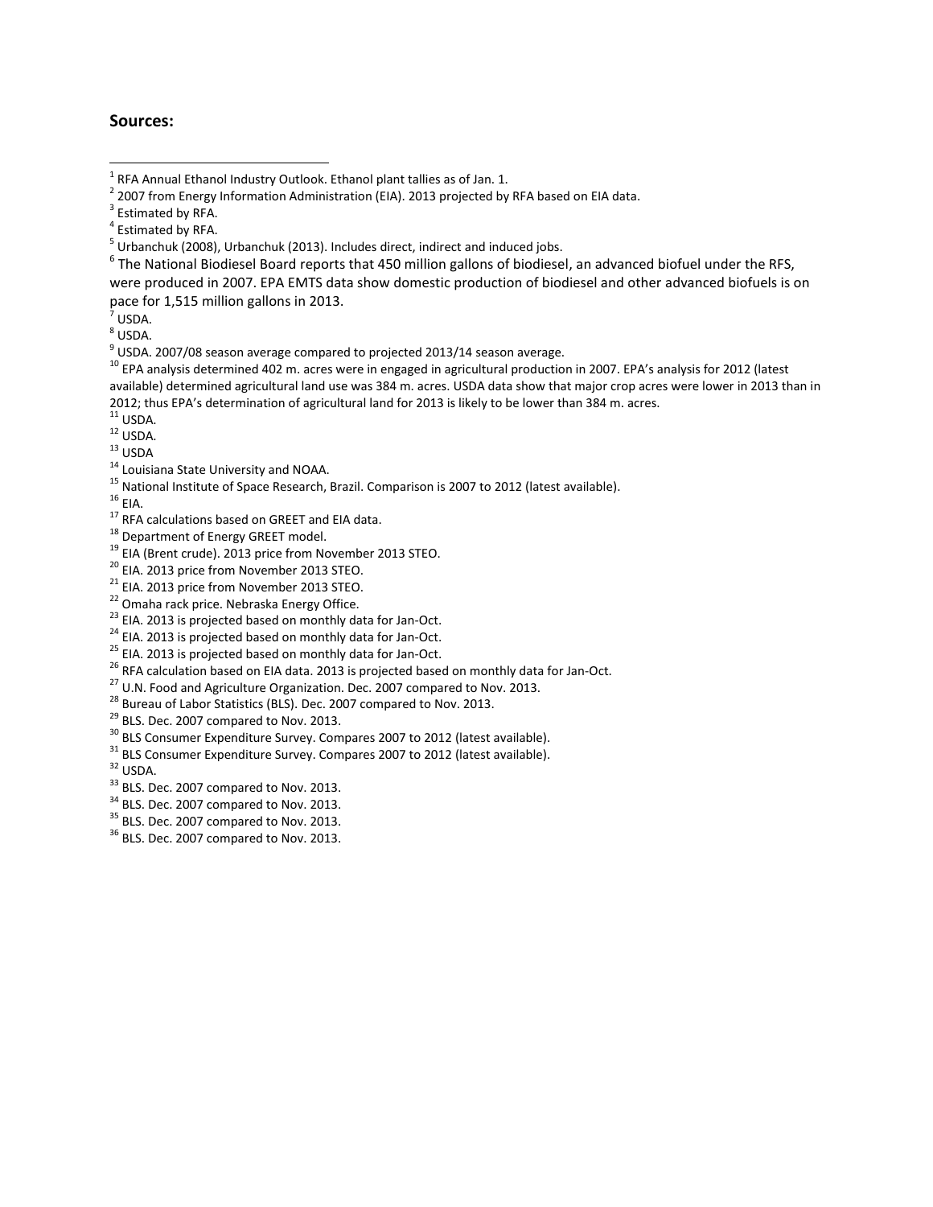**Sources:**

[1] RFA Annual Ethanol Industry Outlook. Ethanol plant tallies as of Jan. 1.

[2] 2007 from Energy Information Administration (EIA). 2013 projected by RFA based on EIA data.

[3] Estimated by RFA.

[4] Estimated by RFA.

[5] Urbanchuk (2008), Urbanchuk (2013). Includes direct, indirect and induced jobs.

[6] The National Biodiesel Board reports that 450 million gallons of biodiesel, an advanced biofuel under the RFS, were produced in 2007. EPA EMTS data show domestic production of biodiesel and other advanced biofuels is on pace for 1,515 million gallons in 2013.

[7] USDA.

[8] USDA.

[9] USDA. 2007/08 season average compared to projected 2013/14 season average.

[10] EPA analysis determined 402 m. acres were in engaged in agricultural production in 2007. EPA's analysis for 2012 (latest available) determined agricultural land use was 384 m. acres. USDA data show that major crop acres were lower in 2013 than in 2012; thus EPA's determination of agricultural land for 2013 is likely to be lower than 384 m. acres.

[11] USDA.

[12] USDA.

[13] USDA

[14] Louisiana State University and NOAA.

[15] National Institute of Space Research, Brazil. Comparison is 2007 to 2012 (latest available).

[16] EIA.

[17] RFA calculations based on GREET and EIA data.

[18] Department of Energy GREET model.

[19] EIA (Brent crude). 2013 price from November 2013 STEO.

[20] EIA. 2013 price from November 2013 STEO.

[21] EIA. 2013 price from November 2013 STEO.

[22] Omaha rack price. Nebraska Energy Office.

[23] EIA. 2013 is projected based on monthly data for Jan-Oct.

[24] EIA. 2013 is projected based on monthly data for Jan-Oct.

[25] EIA. 2013 is projected based on monthly data for Jan-Oct.

[26] RFA calculation based on EIA data. 2013 is projected based on monthly data for Jan-Oct.

[27] U.N. Food and Agriculture Organization. Dec. 2007 compared to Nov. 2013.

[28] Bureau of Labor Statistics (BLS). Dec. 2007 compared to Nov. 2013.

[29] BLS. Dec. 2007 compared to Nov. 2013.

[30] BLS Consumer Expenditure Survey. Compares 2007 to 2012 (latest available).

[31] BLS Consumer Expenditure Survey. Compares 2007 to 2012 (latest available).

[32] USDA.

[33] BLS. Dec. 2007 compared to Nov. 2013.

[34] BLS. Dec. 2007 compared to Nov. 2013.

[35] BLS. Dec. 2007 compared to Nov. 2013.

[36] BLS. Dec. 2007 compared to Nov. 2013.